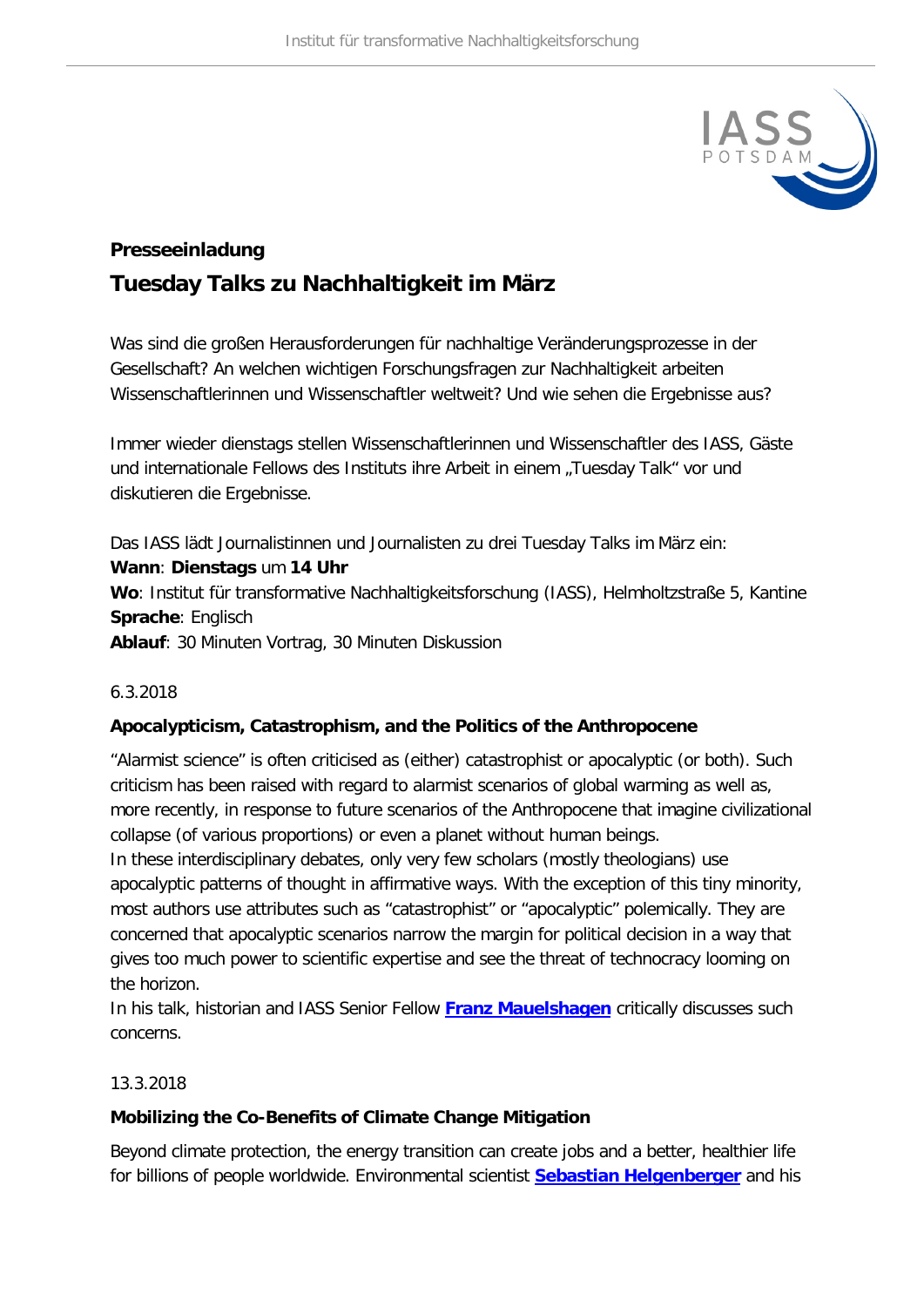**Presseeinladung**

# Tuesday Talks zu Nachhaltigkeit im März

Was sind die großen Herausforderungen für nachhaltige Veränderungsprozesse in der Gesellschaft? An welchen wichtigen Forschungsfragen zur Nachhaltigkeit arbeiten Wissenschaftlerinnen und Wissenschaftler weltweit? Und wie sehen die Ergebnisse aus?

Immer wieder dienstags stellen Wissenschaftlerinnen und Wissenschaftler des IASS, Gäste und internationale Fellows des Instituts ihre Arbeit in einem „Tuesday Talk" vor und diskutieren die Ergebnisse.

Das IASS lädt Journalistinnen und Journalisten zu drei Tuesday Talks im März ein:
**Wann**: **Dienstags** um **14 Uhr**
**Wo**: Institut für transformative Nachhaltigkeitsforschung (IASS), Helmholtzstraße 5, Kantine
**Sprache**: Englisch
**Ablauf**: 30 Minuten Vortrag, 30 Minuten Diskussion

6.3.2018

**Apocalypticism, Catastrophism, and the Politics of the Anthropocene**

"Alarmist science" is often criticised as (either) catastrophist or apocalyptic (or both). Such criticism has been raised with regard to alarmist scenarios of global warming as well as, more recently, in response to future scenarios of the Anthropocene that imagine civilizational collapse (of various proportions) or even a planet without human beings.
In these interdisciplinary debates, only very few scholars (mostly theologians) use apocalyptic patterns of thought in affirmative ways. With the exception of this tiny minority, most authors use attributes such as "catastrophist" or "apocalyptic" polemically. They are concerned that apocalyptic scenarios narrow the margin for political decision in a way that gives too much power to scientific expertise and see the threat of technocracy looming on the horizon.
In his talk, historian and IASS Senior Fellow **Franz Mauelshagen** critically discusses such concerns.

13.3.2018

**Mobilizing the Co-Benefits of Climate Change Mitigation**

Beyond climate protection, the energy transition can create jobs and a better, healthier life for billions of people worldwide. Environmental scientist **Sebastian Helgenberger** and his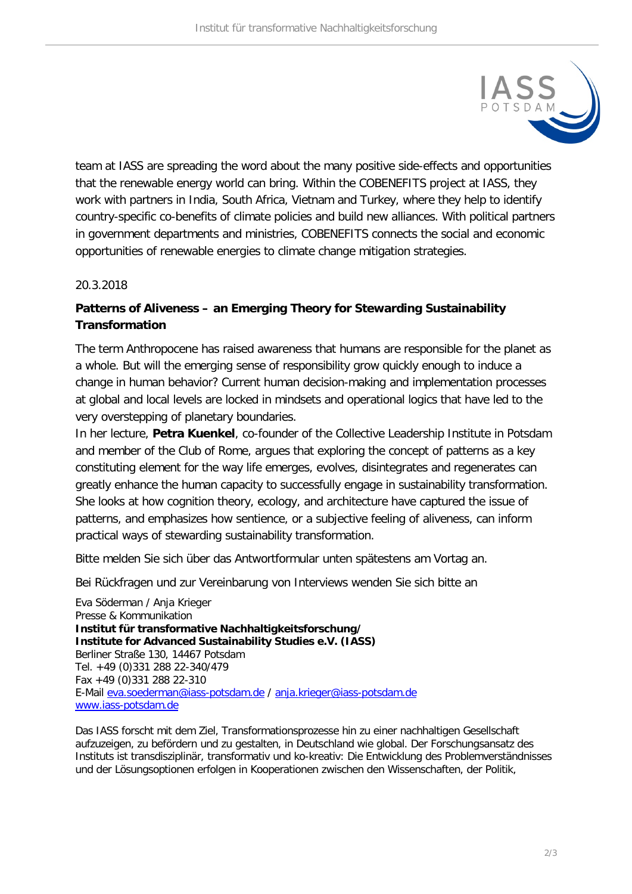team at IASS are spreading the word about the many positive side-effects and opportunities that the renewable energy world can bring. Within the COBENEFITS project at IASS, they work with partners in India, South Africa, Vietnam and Turkey, where they help to identify country-specific co-benefits of climate policies and build new alliances. With political partners in government departments and ministries, COBENEFITS connects the social and economic opportunities of renewable energies to climate change mitigation strategies.

20.3.2018

**Patterns of Aliveness – an Emerging Theory for Stewarding Sustainability Transformation**

The term Anthropocene has raised awareness that humans are responsible for the planet as a whole. But will the emerging sense of responsibility grow quickly enough to induce a change in human behavior? Current human decision-making and implementation processes at global and local levels are locked in mindsets and operational logics that have led to the very overstepping of planetary boundaries.

In her lecture, **Petra Kuenkel**, co-founder of the Collective Leadership Institute in Potsdam and member of the Club of Rome, argues that exploring the concept of patterns as a key constituting element for the way life emerges, evolves, disintegrates and regenerates can greatly enhance the human capacity to successfully engage in sustainability transformation. She looks at how cognition theory, ecology, and architecture have captured the issue of patterns, and emphasizes how sentience, or a subjective feeling of aliveness, can inform practical ways of stewarding sustainability transformation.

Bitte melden Sie sich über das Antwortformular unten spätestens am Vortag an.

Bei Rückfragen und zur Vereinbarung von Interviews wenden Sie sich bitte an

Eva Söderman / Anja Krieger
Presse & Kommunikation
**Institut für transformative Nachhaltigkeitsforschung/**
**Institute for Advanced Sustainability Studies e.V. (IASS)**
Berliner Straße 130, 14467 Potsdam
Tel. +49 (0)331 288 22-340/479
Fax +49 (0)331 288 22-310
E-Mail eva.soederman@iass-potsdam.de / anja.krieger@iass-potsdam.de
www.iass-potsdam.de

Das IASS forscht mit dem Ziel, Transformationsprozesse hin zu einer nachhaltigen Gesellschaft aufzuzeigen, zu befördern und zu gestalten, in Deutschland wie global. Der Forschungsansatz des Instituts ist transdisziplinär, transformativ und ko-kreativ: Die Entwicklung des Problemverständnisses und der Lösungsoptionen erfolgen in Kooperationen zwischen den Wissenschaften, der Politik,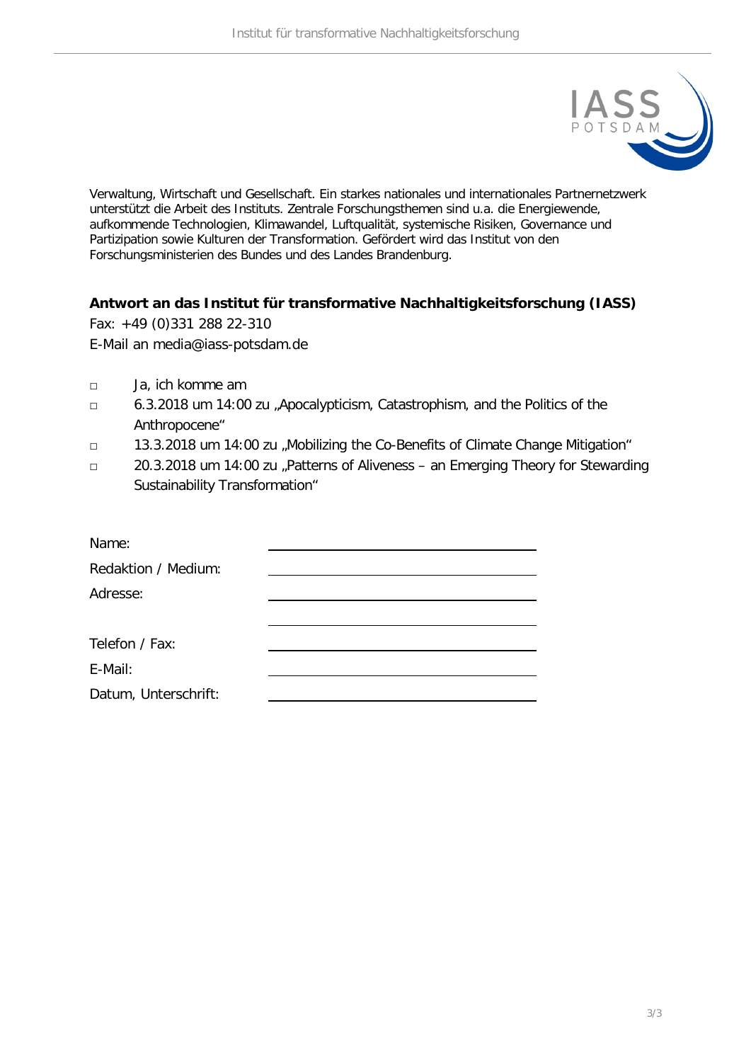Verwaltung, Wirtschaft und Gesellschaft. Ein starkes nationales und internationales Partnernetzwerk unterstützt die Arbeit des Instituts. Zentrale Forschungsthemen sind u.a. die Energiewende, aufkommende Technologien, Klimawandel, Luftqualität, systemische Risiken, Governance und Partizipation sowie Kulturen der Transformation. Gefördert wird das Institut von den Forschungsministerien des Bundes und des Landes Brandenburg.

**Antwort an das Institut für transformative Nachhaltigkeitsforschung (IASS)**

Fax: +49 (0)331 288 22-310

E-Mail an media@iass-potsdam.de

- □ Ja, ich komme am
- □ 6.3.2018 um 14:00 zu „Apocalypticism, Catastrophism, and the Politics of the Anthropocene"
- □ 13.3.2018 um 14:00 zu „Mobilizing the Co-Benefits of Climate Change Mitigation"
- □ 20.3.2018 um 14:00 zu „Patterns of Aliveness – an Emerging Theory for Stewarding Sustainability Transformation"

Name: ______________________________

Redaktion / Medium: ______________________________

Adresse: ______________________________

______________________________

Telefon / Fax: ______________________________

E-Mail: ______________________________

Datum, Unterschrift: ______________________________